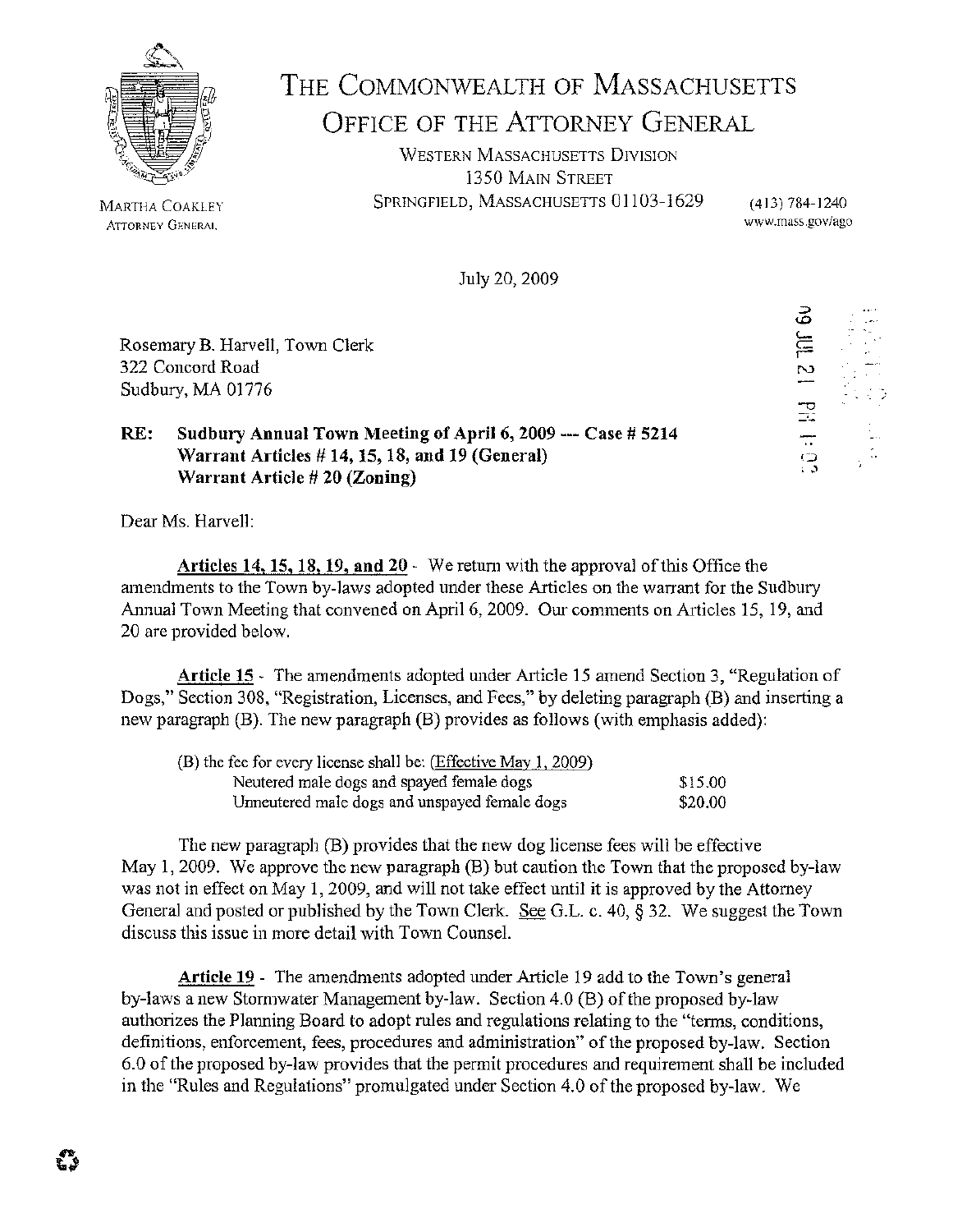# THE COMMONWEALTH OF MASSACHUSETTS
## OFFICE OF THE ATTORNEY GENERAL

WESTERN MASSACHUSETTS DIVISION
1350 MAIN STREET
SPRINGFIELD, MASSACHUSETTS 01103-1629

MARTHA COAKLEY
ATTORNEY GENERAL

(413) 784-1240
www.mass.gov/ago

July 20, 2009

09 JUL 21 PM 1:03

Rosemary B. Harvell, Town Clerk
322 Concord Road
Sudbury, MA 01776

**RE: Sudbury Annual Town Meeting of April 6, 2009 --- Case # 5214**
**Warrant Articles # 14, 15, 18, and 19 (General)**
**Warrant Article # 20 (Zoning)**

Dear Ms. Harvell:

**Articles 14, 15, 18, 19, and 20** - We return with the approval of this Office the amendments to the Town by-laws adopted under these Articles on the warrant for the Sudbury Annual Town Meeting that convened on April 6, 2009. Our comments on Articles 15, 19, and 20 are provided below.

**Article 15** - The amendments adopted under Article 15 amend Section 3, "Regulation of Dogs," Section 308, "Registration, Licenses, and Fees," by deleting paragraph (B) and inserting a new paragraph (B). The new paragraph (B) provides as follows (with emphasis added):

(B) the fee for every license shall be: Effective May 1, 2009)

| | |
|---|---|
| Neutered male dogs and spayed female dogs | $15.00 |
| Unneutered male dogs and unspayed female dogs | $20.00 |

The new paragraph (B) provides that the new dog license fees will be effective May 1, 2009. We approve the new paragraph (B) but caution the Town that the proposed by-law was not in effect on May 1, 2009, and will not take effect until it is approved by the Attorney General and posted or published by the Town Clerk. See G.L. c. 40, § 32. We suggest the Town discuss this issue in more detail with Town Counsel.

**Article 19** - The amendments adopted under Article 19 add to the Town's general by-laws a new Stormwater Management by-law. Section 4.0 (B) of the proposed by-law authorizes the Planning Board to adopt rules and regulations relating to the "terms, conditions, definitions, enforcement, fees, procedures and administration" of the proposed by-law. Section 6.0 of the proposed by-law provides that the permit procedures and requirement shall be included in the "Rules and Regulations" promulgated under Section 4.0 of the proposed by-law. We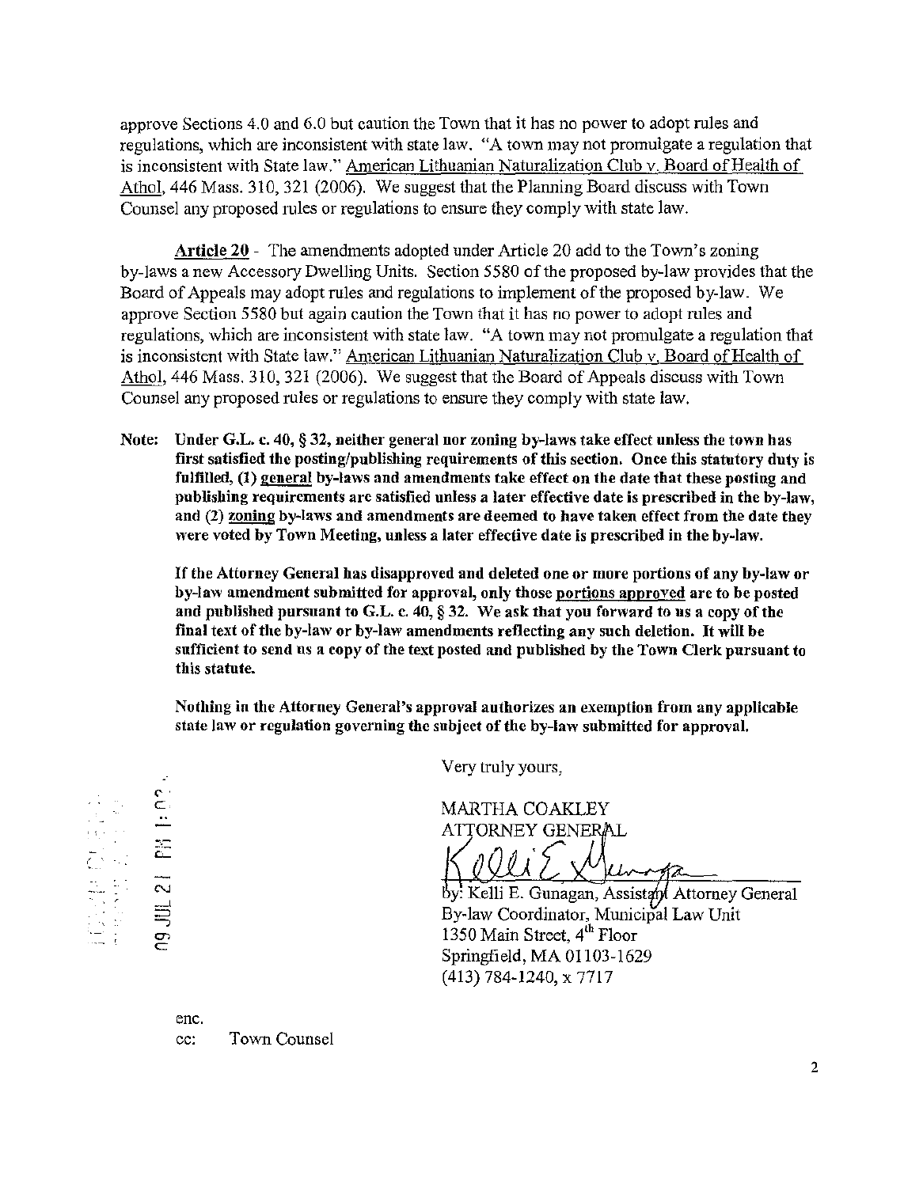approve Sections 4.0 and 6.0 but caution the Town that it has no power to adopt rules and regulations, which are inconsistent with state law. "A town may not promulgate a regulation that is inconsistent with State law." American Lithuanian Naturalization Club v. Board of Health of Athol, 446 Mass. 310, 321 (2006). We suggest that the Planning Board discuss with Town Counsel any proposed rules or regulations to ensure they comply with state law.

**Article 20** - The amendments adopted under Article 20 add to the Town's zoning by-laws a new Accessory Dwelling Units. Section 5580 of the proposed by-law provides that the Board of Appeals may adopt rules and regulations to implement of the proposed by-law. We approve Section 5580 but again caution the Town that it has no power to adopt rules and regulations, which are inconsistent with state law. "A town may not promulgate a regulation that is inconsistent with State law." American Lithuanian Naturalization Club v. Board of Health of Athol, 446 Mass. 310, 321 (2006). We suggest that the Board of Appeals discuss with Town Counsel any proposed rules or regulations to ensure they comply with state law.

**Note: Under G.L. c. 40, § 32, neither general nor zoning by-laws take effect unless the town has first satisfied the posting/publishing requirements of this section. Once this statutory duty is fulfilled, (1) general by-laws and amendments take effect on the date that these posting and publishing requirements are satisfied unless a later effective date is prescribed in the by-law, and (2) zoning by-laws and amendments are deemed to have taken effect from the date they were voted by Town Meeting, unless a later effective date is prescribed in the by-law.**

**If the Attorney General has disapproved and deleted one or more portions of any by-law or by-law amendment submitted for approval, only those portions approved are to be posted and published pursuant to G.L. c. 40, § 32. We ask that you forward to us a copy of the final text of the by-law or by-law amendments reflecting any such deletion. It will be sufficient to send us a copy of the text posted and published by the Town Clerk pursuant to this statute.**

**Nothing in the Attorney General's approval authorizes an exemption from any applicable state law or regulation governing the subject of the by-law submitted for approval.**

Very truly yours,

MARTHA COAKLEY
ATTORNEY GENERAL

by: Kelli E. Gunagan, Assistant Attorney General
By-law Coordinator, Municipal Law Unit
1350 Main Street, 4th Floor
Springfield, MA 01103-1629
(413) 784-1240, x 7717

09 JUL 21 PM 1:02

enc.
cc: Town Counsel